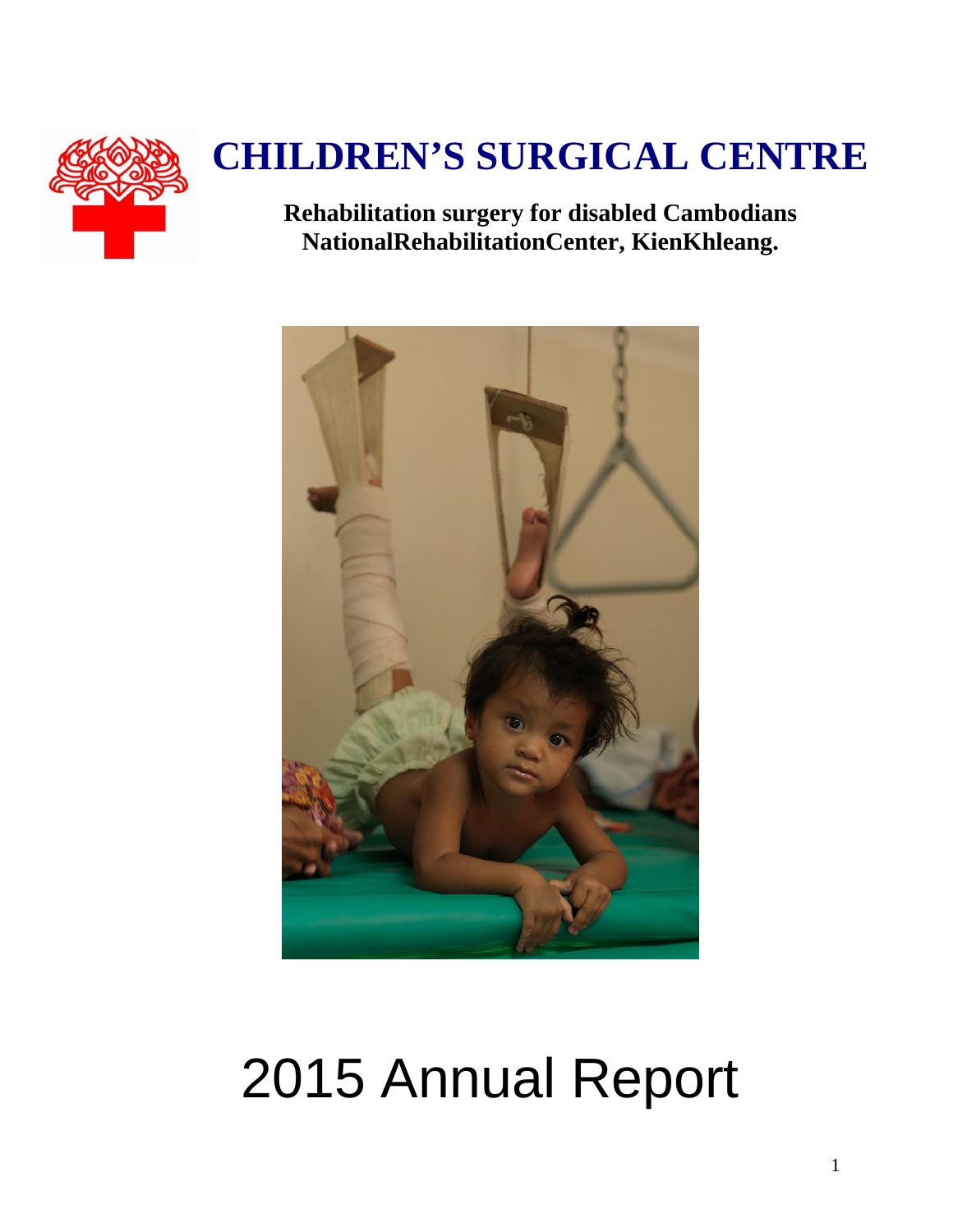# CHILDREN'S SURGICAL CENTRE

**Rehabilitation surgery for disabled Cambodians**
**NationalRehabilitationCenter, KienKhleang.**

# 2015 Annual Report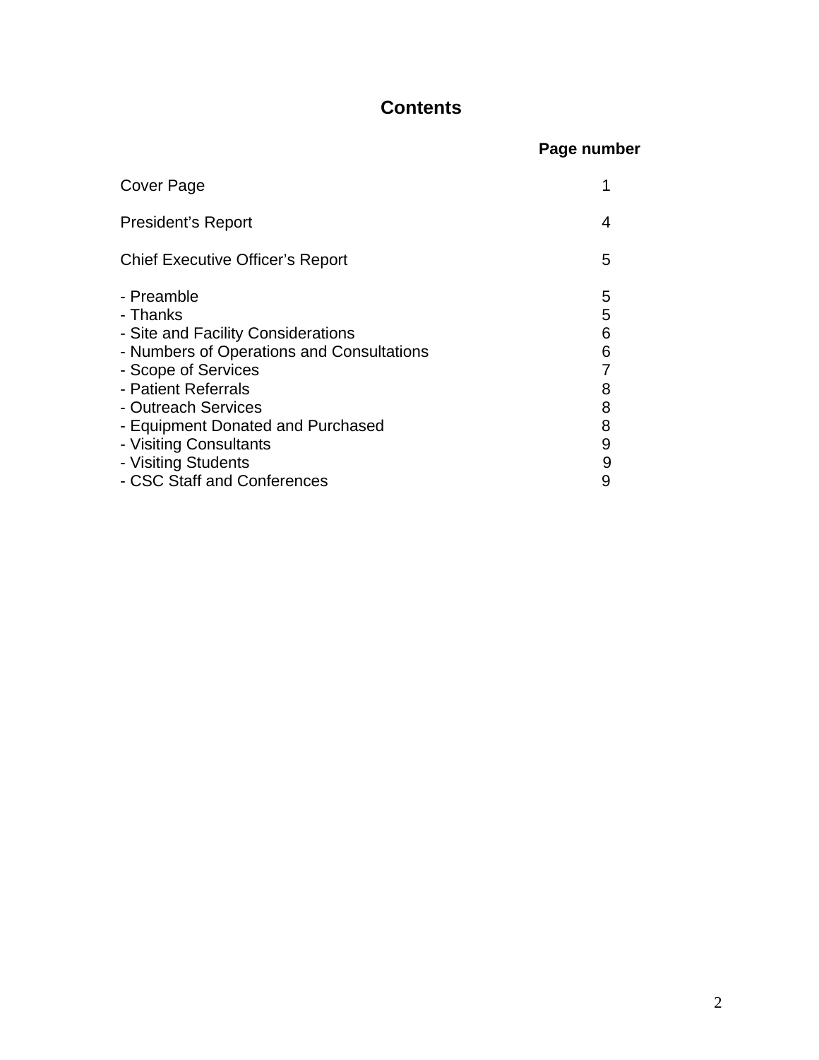# Contents

| | Page number |
|---|---|
| Cover Page | 1 |
| President's Report | 4 |
| Chief Executive Officer's Report | 5 |
| - Preamble | 5 |
| - Thanks | 5 |
| - Site and Facility Considerations | 6 |
| - Numbers of Operations and Consultations | 6 |
| - Scope of Services | 7 |
| - Patient Referrals | 8 |
| - Outreach Services | 8 |
| - Equipment Donated and Purchased | 8 |
| - Visiting Consultants | 9 |
| - Visiting Students | 9 |
| - CSC Staff and Conferences | 9 |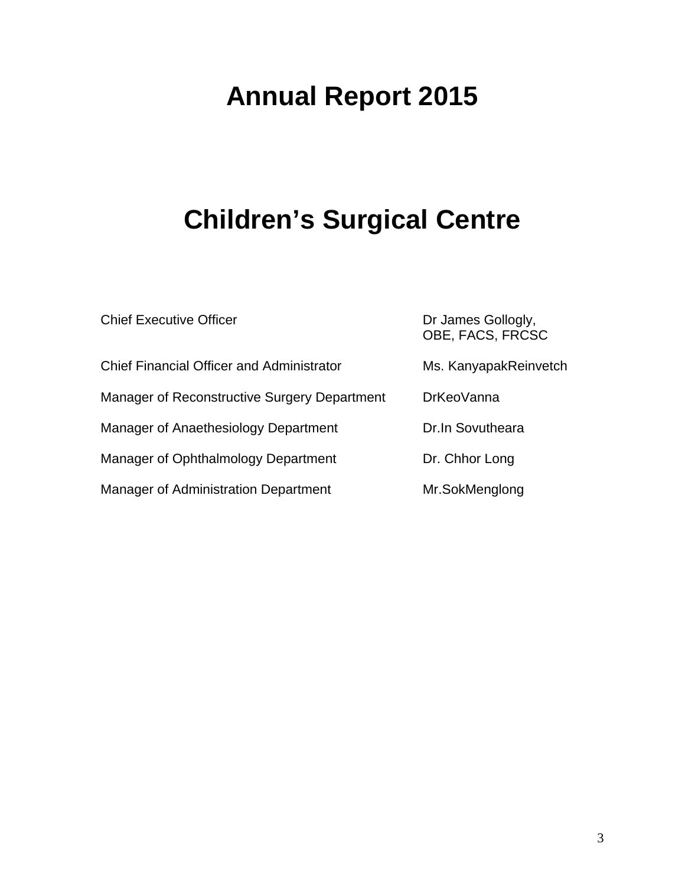# Annual Report 2015

# Children's Surgical Centre

| | |
|---|---|
| Chief Executive Officer | Dr James Gollogly, OBE, FACS, FRCSC |
| Chief Financial Officer and Administrator | Ms. KanyapakReinvetch |
| Manager of Reconstructive Surgery Department | DrKeoVanna |
| Manager of Anaethesiology Department | Dr.In Sovutheara |
| Manager of Ophthalmology Department | Dr. Chhor Long |
| Manager of Administration Department | Mr.SokMenglong |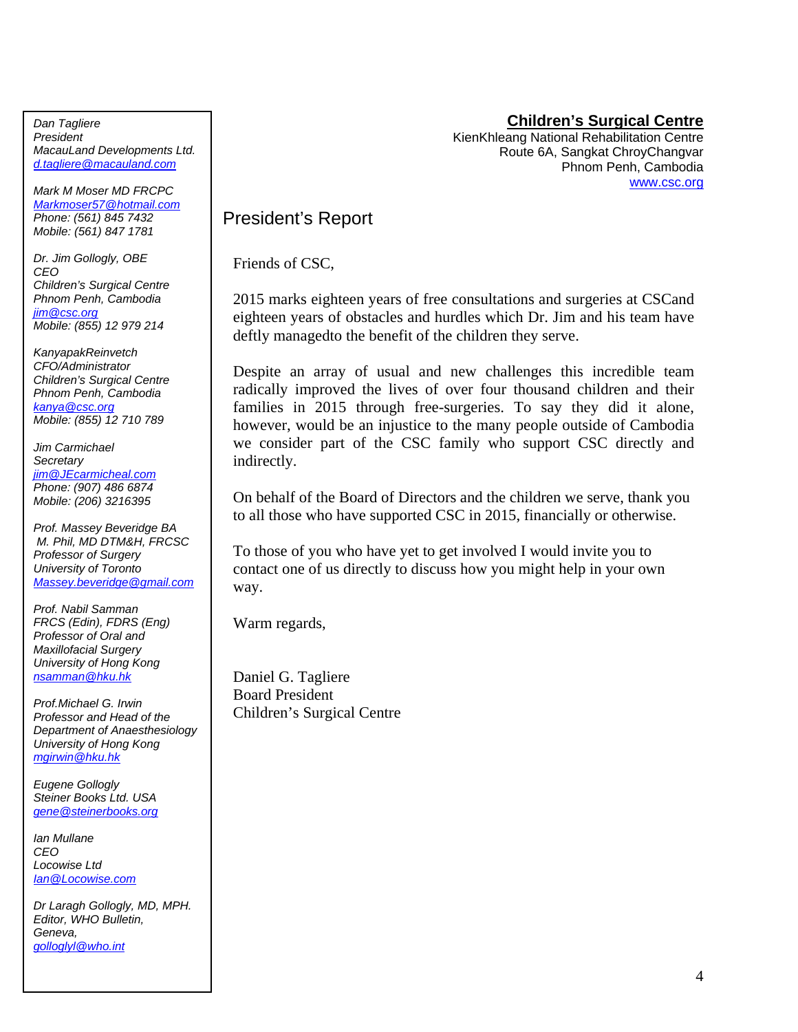**Children's Surgical Centre**
KienKhleang National Rehabilitation Centre
Route 6A, Sangkat ChroyChangvar
Phnom Penh, Cambodia
www.csc.org

*Dan Tagliere*
*President*
*MacauLand Developments Ltd.*
*d.tagliere@macauland.com*

*Mark M Moser MD FRCPC*
*Markmoser57@hotmail.com*
*Phone: (561) 845 7432*
*Mobile: (561) 847 1781*

*Dr. Jim Gollogly, OBE*
*CEO*
*Children's Surgical Centre*
*Phnom Penh, Cambodia*
*jim@csc.org*
*Mobile: (855) 12 979 214*

*KanyapakReinvetch*
*CFO/Administrator*
*Children's Surgical Centre*
*Phnom Penh, Cambodia*
*kanya@csc.org*
*Mobile: (855) 12 710 789*

*Jim Carmichael*
*Secretary*
*jim@JEcarmicheal.com*
*Phone: (907) 486 6874*
*Mobile: (206) 3216395*

*Prof. Massey Beveridge BA*
*M. Phil, MD DTM&H, FRCSC*
*Professor of Surgery*
*University of Toronto*
*Massey.beveridge@gmail.com*

*Prof. Nabil Samman*
*FRCS (Edin), FDRS (Eng)*
*Professor of Oral and Maxillofacial Surgery*
*University of Hong Kong*
*nsamman@hku.hk*

*Prof.Michael G. Irwin*
*Professor and Head of the Department of Anaesthesiology*
*University of Hong Kong*
*mgirwin@hku.hk*

*Eugene Gollogly*
*Steiner Books Ltd. USA*
*gene@steinerbooks.org*

*Ian Mullane*
*CEO*
*Locowise Ltd*
*Ian@Locowise.com*

*Dr Laragh Gollogly, MD, MPH.*
*Editor, WHO Bulletin,*
*Geneva,*
*golloglyl@who.int*

# President's Report

Friends of CSC,

2015 marks eighteen years of free consultations and surgeries at CSCand eighteen years of obstacles and hurdles which Dr. Jim and his team have deftly managedto the benefit of the children they serve.

Despite an array of usual and new challenges this incredible team radically improved the lives of over four thousand children and their families in 2015 through free-surgeries. To say they did it alone, however, would be an injustice to the many people outside of Cambodia we consider part of the CSC family who support CSC directly and indirectly.

On behalf of the Board of Directors and the children we serve, thank you to all those who have supported CSC in 2015, financially or otherwise.

To those of you who have yet to get involved I would invite you to contact one of us directly to discuss how you might help in your own way.

Warm regards,

Daniel G. Tagliere
Board President
Children's Surgical Centre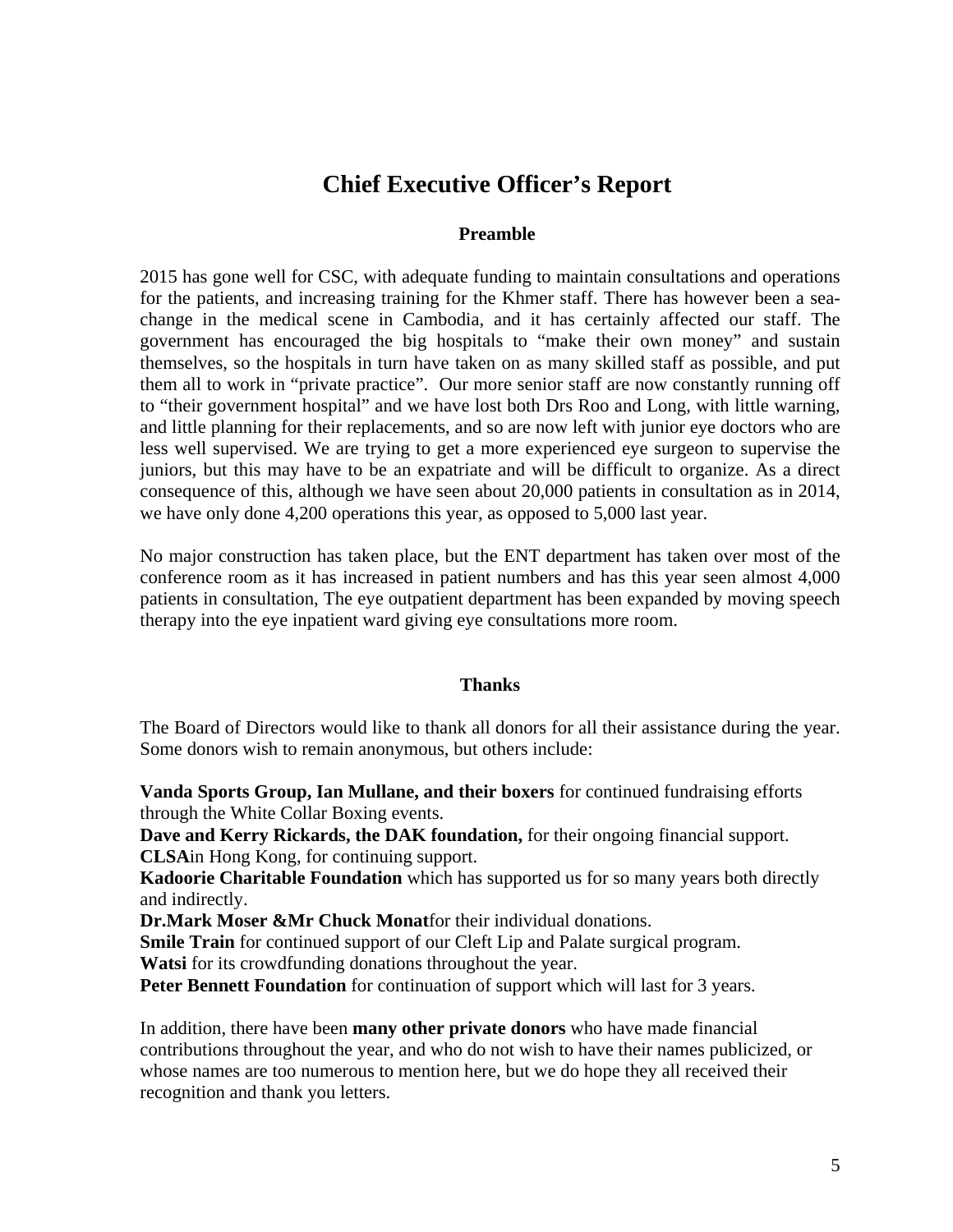# Chief Executive Officer's Report

## Preamble

2015 has gone well for CSC, with adequate funding to maintain consultations and operations for the patients, and increasing training for the Khmer staff. There has however been a sea-change in the medical scene in Cambodia, and it has certainly affected our staff. The government has encouraged the big hospitals to "make their own money" and sustain themselves, so the hospitals in turn have taken on as many skilled staff as possible, and put them all to work in "private practice". Our more senior staff are now constantly running off to "their government hospital" and we have lost both Drs Roo and Long, with little warning, and little planning for their replacements, and so are now left with junior eye doctors who are less well supervised. We are trying to get a more experienced eye surgeon to supervise the juniors, but this may have to be an expatriate and will be difficult to organize. As a direct consequence of this, although we have seen about 20,000 patients in consultation as in 2014, we have only done 4,200 operations this year, as opposed to 5,000 last year.

No major construction has taken place, but the ENT department has taken over most of the conference room as it has increased in patient numbers and has this year seen almost 4,000 patients in consultation, The eye outpatient department has been expanded by moving speech therapy into the eye inpatient ward giving eye consultations more room.

## Thanks

The Board of Directors would like to thank all donors for all their assistance during the year. Some donors wish to remain anonymous, but others include:

**Vanda Sports Group, Ian Mullane, and their boxers** for continued fundraising efforts through the White Collar Boxing events.
**Dave and Kerry Rickards, the DAK foundation,** for their ongoing financial support.
**CLSA**in Hong Kong, for continuing support.
**Kadoorie Charitable Foundation** which has supported us for so many years both directly and indirectly.
**Dr.Mark Moser &Mr Chuck Monat**for their individual donations.
**Smile Train** for continued support of our Cleft Lip and Palate surgical program.
**Watsi** for its crowdfunding donations throughout the year.
**Peter Bennett Foundation** for continuation of support which will last for 3 years.

In addition, there have been **many other private donors** who have made financial contributions throughout the year, and who do not wish to have their names publicized, or whose names are too numerous to mention here, but we do hope they all received their recognition and thank you letters.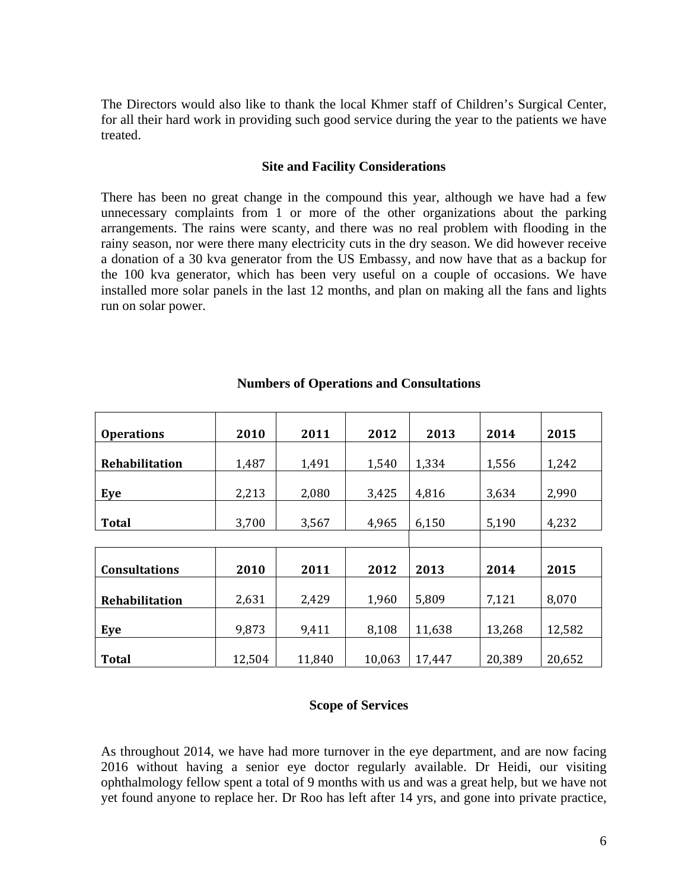The Directors would also like to thank the local Khmer staff of Children's Surgical Center, for all their hard work in providing such good service during the year to the patients we have treated.

### Site and Facility Considerations

There has been no great change in the compound this year, although we have had a few unnecessary complaints from 1 or more of the other organizations about the parking arrangements. The rains were scanty, and there was no real problem with flooding in the rainy season, nor were there many electricity cuts in the dry season. We did however receive a donation of a 30 kva generator from the US Embassy, and now have that as a backup for the 100 kva generator, which has been very useful on a couple of occasions. We have installed more solar panels in the last 12 months, and plan on making all the fans and lights run on solar power.

### Numbers of Operations and Consultations

| **Operations** | **2010** | **2011** | **2012** | **2013** | **2014** | **2015** |
|---|---|---|---|---|---|---|
| **Rehabilitation** | 1,487 | 1,491 | 1,540 | 1,334 | 1,556 | 1,242 |
| **Eye** | 2,213 | 2,080 | 3,425 | 4,816 | 3,634 | 2,990 |
| **Total** | 3,700 | 3,567 | 4,965 | 6,150 | 5,190 | 4,232 |

| **Consultations** | **2010** | **2011** | **2012** | **2013** | **2014** | **2015** |
|---|---|---|---|---|---|---|
| **Rehabilitation** | 2,631 | 2,429 | 1,960 | 5,809 | 7,121 | 8,070 |
| **Eye** | 9,873 | 9,411 | 8,108 | 11,638 | 13,268 | 12,582 |
| **Total** | 12,504 | 11,840 | 10,063 | 17,447 | 20,389 | 20,652 |

### Scope of Services

As throughout 2014, we have had more turnover in the eye department, and are now facing 2016 without having a senior eye doctor regularly available. Dr Heidi, our visiting ophthalmology fellow spent a total of 9 months with us and was a great help, but we have not yet found anyone to replace her. Dr Roo has left after 14 yrs, and gone into private practice,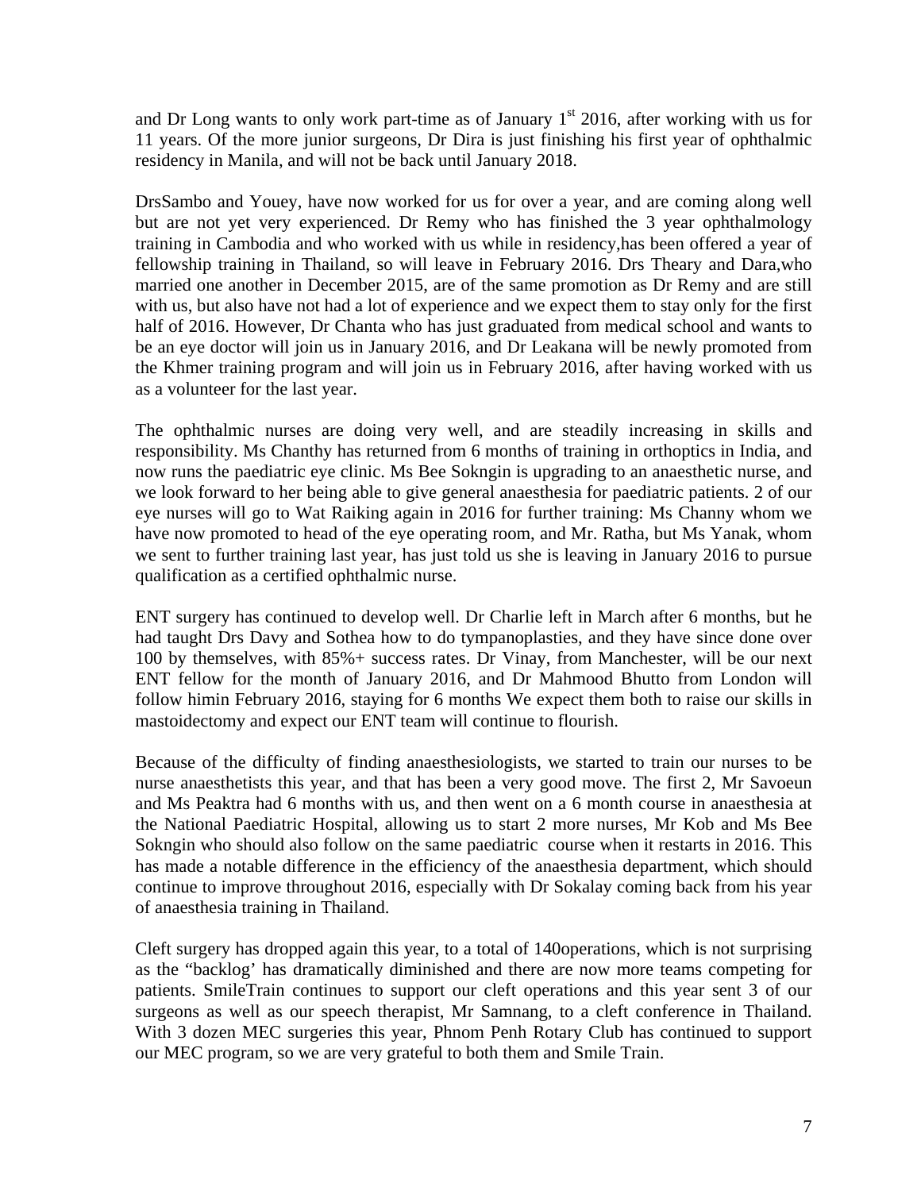and Dr Long wants to only work part-time as of January 1st 2016, after working with us for 11 years. Of the more junior surgeons, Dr Dira is just finishing his first year of ophthalmic residency in Manila, and will not be back until January 2018.

DrsSambo and Youey, have now worked for us for over a year, and are coming along well but are not yet very experienced. Dr Remy who has finished the 3 year ophthalmology training in Cambodia and who worked with us while in residency,has been offered a year of fellowship training in Thailand, so will leave in February 2016. Drs Theary and Dara,who married one another in December 2015, are of the same promotion as Dr Remy and are still with us, but also have not had a lot of experience and we expect them to stay only for the first half of 2016. However, Dr Chanta who has just graduated from medical school and wants to be an eye doctor will join us in January 2016, and Dr Leakana will be newly promoted from the Khmer training program and will join us in February 2016, after having worked with us as a volunteer for the last year.

The ophthalmic nurses are doing very well, and are steadily increasing in skills and responsibility. Ms Chanthy has returned from 6 months of training in orthoptics in India, and now runs the paediatric eye clinic. Ms Bee Sokngin is upgrading to an anaesthetic nurse, and we look forward to her being able to give general anaesthesia for paediatric patients. 2 of our eye nurses will go to Wat Raiking again in 2016 for further training: Ms Channy whom we have now promoted to head of the eye operating room, and Mr. Ratha, but Ms Yanak, whom we sent to further training last year, has just told us she is leaving in January 2016 to pursue qualification as a certified ophthalmic nurse.

ENT surgery has continued to develop well. Dr Charlie left in March after 6 months, but he had taught Drs Davy and Sothea how to do tympanoplasties, and they have since done over 100 by themselves, with 85%+ success rates. Dr Vinay, from Manchester, will be our next ENT fellow for the month of January 2016, and Dr Mahmood Bhutto from London will follow himin February 2016, staying for 6 months We expect them both to raise our skills in mastoidectomy and expect our ENT team will continue to flourish.

Because of the difficulty of finding anaesthesiologists, we started to train our nurses to be nurse anaesthetists this year, and that has been a very good move. The first 2, Mr Savoeun and Ms Peaktra had 6 months with us, and then went on a 6 month course in anaesthesia at the National Paediatric Hospital, allowing us to start 2 more nurses, Mr Kob and Ms Bee Sokngin who should also follow on the same paediatric course when it restarts in 2016. This has made a notable difference in the efficiency of the anaesthesia department, which should continue to improve throughout 2016, especially with Dr Sokalay coming back from his year of anaesthesia training in Thailand.

Cleft surgery has dropped again this year, to a total of 140operations, which is not surprising as the "backlog' has dramatically diminished and there are now more teams competing for patients. SmileTrain continues to support our cleft operations and this year sent 3 of our surgeons as well as our speech therapist, Mr Samnang, to a cleft conference in Thailand. With 3 dozen MEC surgeries this year, Phnom Penh Rotary Club has continued to support our MEC program, so we are very grateful to both them and Smile Train.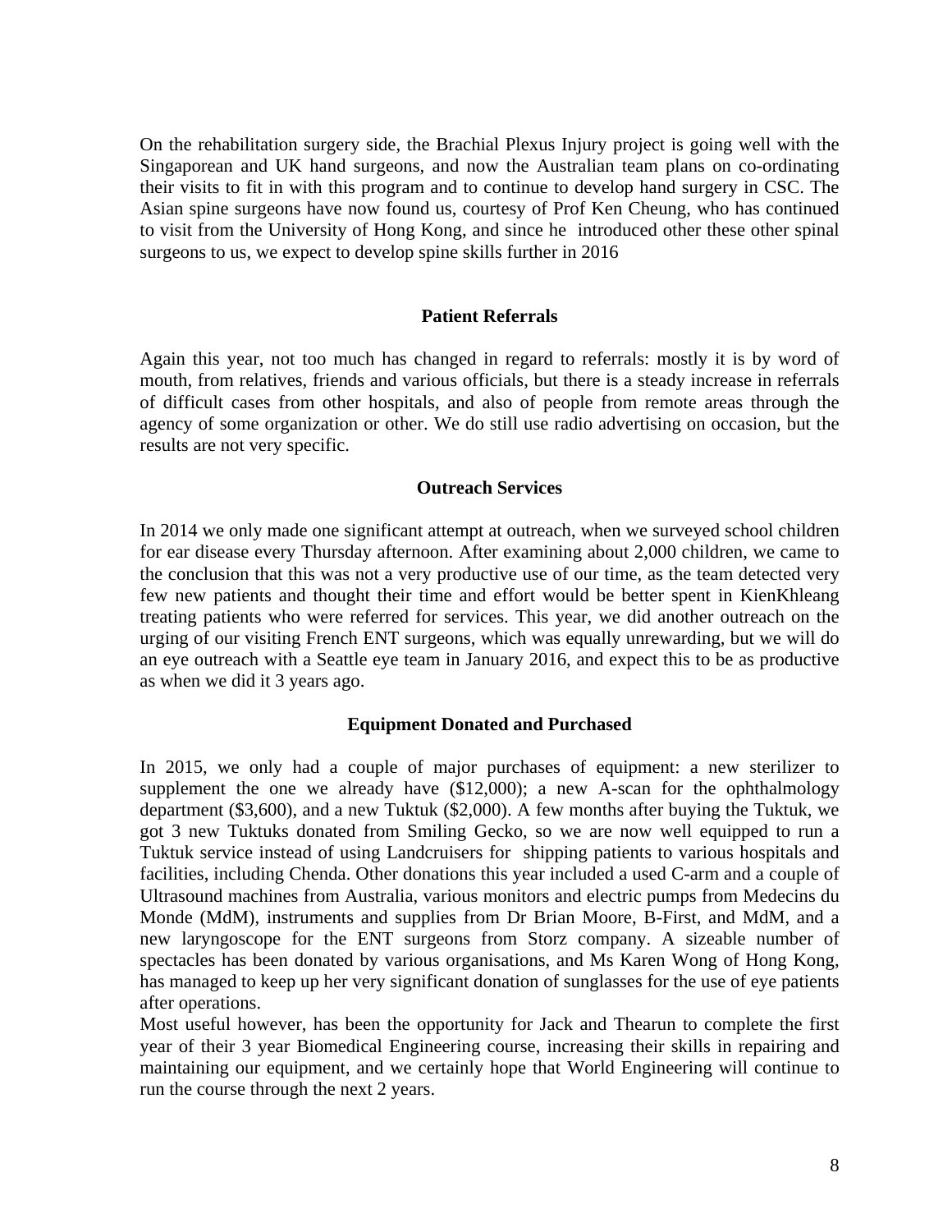On the rehabilitation surgery side, the Brachial Plexus Injury project is going well with the Singaporean and UK hand surgeons, and now the Australian team plans on co-ordinating their visits to fit in with this program and to continue to develop hand surgery in CSC. The Asian spine surgeons have now found us, courtesy of Prof Ken Cheung, who has continued to visit from the University of Hong Kong, and since he introduced other these other spinal surgeons to us, we expect to develop spine skills further in 2016

## Patient Referrals

Again this year, not too much has changed in regard to referrals: mostly it is by word of mouth, from relatives, friends and various officials, but there is a steady increase in referrals of difficult cases from other hospitals, and also of people from remote areas through the agency of some organization or other. We do still use radio advertising on occasion, but the results are not very specific.

## Outreach Services

In 2014 we only made one significant attempt at outreach, when we surveyed school children for ear disease every Thursday afternoon. After examining about 2,000 children, we came to the conclusion that this was not a very productive use of our time, as the team detected very few new patients and thought their time and effort would be better spent in KienKhleang treating patients who were referred for services. This year, we did another outreach on the urging of our visiting French ENT surgeons, which was equally unrewarding, but we will do an eye outreach with a Seattle eye team in January 2016, and expect this to be as productive as when we did it 3 years ago.

## Equipment Donated and Purchased

In 2015, we only had a couple of major purchases of equipment: a new sterilizer to supplement the one we already have ($12,000); a new A-scan for the ophthalmology department ($3,600), and a new Tuktuk ($2,000). A few months after buying the Tuktuk, we got 3 new Tuktuks donated from Smiling Gecko, so we are now well equipped to run a Tuktuk service instead of using Landcruisers for shipping patients to various hospitals and facilities, including Chenda. Other donations this year included a used C-arm and a couple of Ultrasound machines from Australia, various monitors and electric pumps from Medecins du Monde (MdM), instruments and supplies from Dr Brian Moore, B-First, and MdM, and a new laryngoscope for the ENT surgeons from Storz company. A sizeable number of spectacles has been donated by various organisations, and Ms Karen Wong of Hong Kong, has managed to keep up her very significant donation of sunglasses for the use of eye patients after operations.

Most useful however, has been the opportunity for Jack and Thearun to complete the first year of their 3 year Biomedical Engineering course, increasing their skills in repairing and maintaining our equipment, and we certainly hope that World Engineering will continue to run the course through the next 2 years.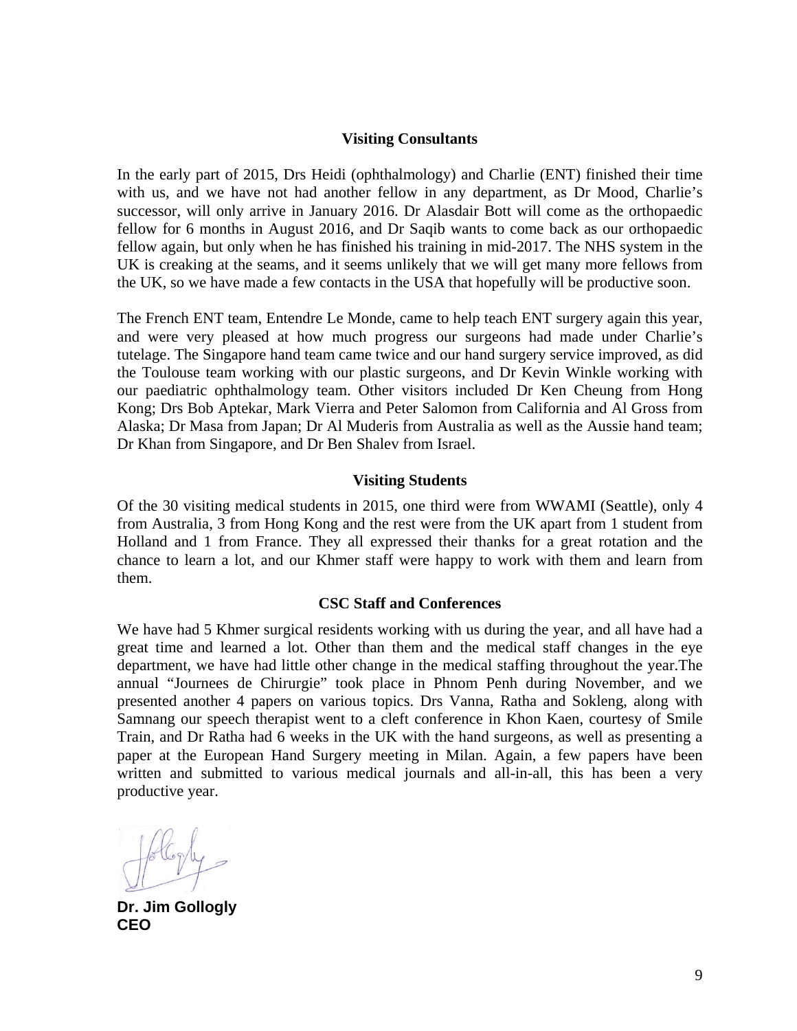## Visiting Consultants

In the early part of 2015, Drs Heidi (ophthalmology) and Charlie (ENT) finished their time with us, and we have not had another fellow in any department, as Dr Mood, Charlie's successor, will only arrive in January 2016. Dr Alasdair Bott will come as the orthopaedic fellow for 6 months in August 2016, and Dr Saqib wants to come back as our orthopaedic fellow again, but only when he has finished his training in mid-2017. The NHS system in the UK is creaking at the seams, and it seems unlikely that we will get many more fellows from the UK, so we have made a few contacts in the USA that hopefully will be productive soon.

The French ENT team, Entendre Le Monde, came to help teach ENT surgery again this year, and were very pleased at how much progress our surgeons had made under Charlie's tutelage. The Singapore hand team came twice and our hand surgery service improved, as did the Toulouse team working with our plastic surgeons, and Dr Kevin Winkle working with our paediatric ophthalmology team. Other visitors included Dr Ken Cheung from Hong Kong; Drs Bob Aptekar, Mark Vierra and Peter Salomon from California and Al Gross from Alaska; Dr Masa from Japan; Dr Al Muderis from Australia as well as the Aussie hand team; Dr Khan from Singapore, and Dr Ben Shalev from Israel.

## Visiting Students

Of the 30 visiting medical students in 2015, one third were from WWAMI (Seattle), only 4 from Australia, 3 from Hong Kong and the rest were from the UK apart from 1 student from Holland and 1 from France. They all expressed their thanks for a great rotation and the chance to learn a lot, and our Khmer staff were happy to work with them and learn from them.

## CSC Staff and Conferences

We have had 5 Khmer surgical residents working with us during the year, and all have had a great time and learned a lot. Other than them and the medical staff changes in the eye department, we have had little other change in the medical staffing throughout the year.The annual "Journees de Chirurgie" took place in Phnom Penh during November, and we presented another 4 papers on various topics. Drs Vanna, Ratha and Sokleng, along with Samnang our speech therapist went to a cleft conference in Khon Kaen, courtesy of Smile Train, and Dr Ratha had 6 weeks in the UK with the hand surgeons, as well as presenting a paper at the European Hand Surgery meeting in Milan. Again, a few papers have been written and submitted to various medical journals and all-in-all, this has been a very productive year.

**Dr. Jim Gollogly**
**CEO**